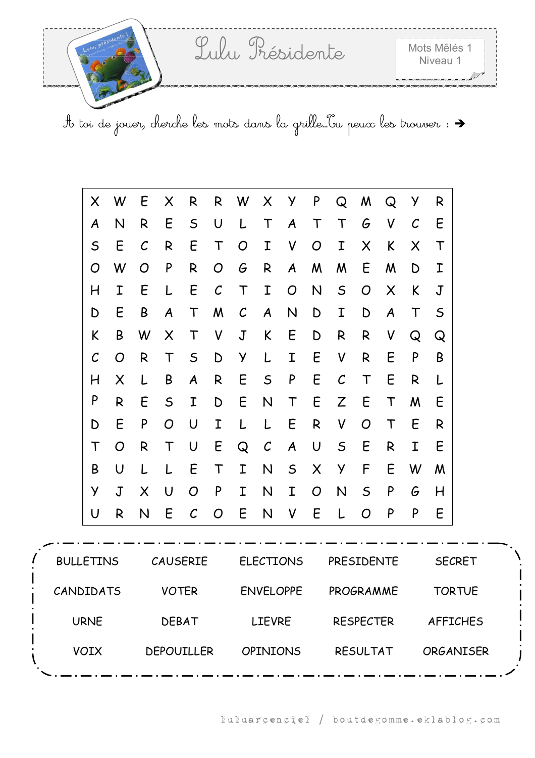# Lulu Présidente

Mots Mêlés 1
Niveau 1

A toi de jouer, cherche les mots dans la grille…Tu peux les trouver : →

| | | | | | | | | | | | | | | |
|---|---|---|---|---|---|---|---|---|---|---|---|---|---|---|
| X | W | E | X | R | R | W | X | Y | P | Q | M | Q | Y | R |
| A | N | R | E | S | U | L | T | A | T | T | G | V | C | E |
| S | E | C | R | E | T | O | I | V | O | I | X | K | X | T |
| O | W | O | P | R | O | G | R | A | M | M | E | M | D | I |
| H | I | E | L | E | C | T | I | O | N | S | O | X | K | J |
| D | E | B | A | T | M | C | A | N | D | I | D | A | T | S |
| K | B | W | X | T | V | J | K | E | D | R | R | V | Q | Q |
| C | O | R | T | S | D | Y | L | I | E | V | R | E | P | B |
| H | X | L | B | A | R | E | S | P | E | C | T | E | R | L |
| P | R | E | S | I | D | E | N | T | E | Z | E | T | M | E |
| D | E | P | O | U | I | L | L | E | R | V | O | T | E | R |
| T | O | R | T | U | E | Q | C | A | U | S | E | R | I | E |
| B | U | L | L | E | T | I | N | S | X | Y | F | E | W | M |
| Y | J | X | U | O | P | I | N | I | O | N | S | P | G | H |
| U | R | N | E | C | O | E | N | V | E | L | O | P | P | E |

| | | | | |
|---|---|---|---|---|
| BULLETINS | CAUSERIE | ELECTIONS | PRESIDENTE | SECRET |
| CANDIDATS | VOTER | ENVELOPPE | PROGRAMME | TORTUE |
| URNE | DEBAT | LIEVRE | RESPECTER | AFFICHES |
| VOIX | DEPOUILLER | OPINIONS | RESULTAT | ORGANISER |

luluarcenciel / boutdegomme.eklablog.com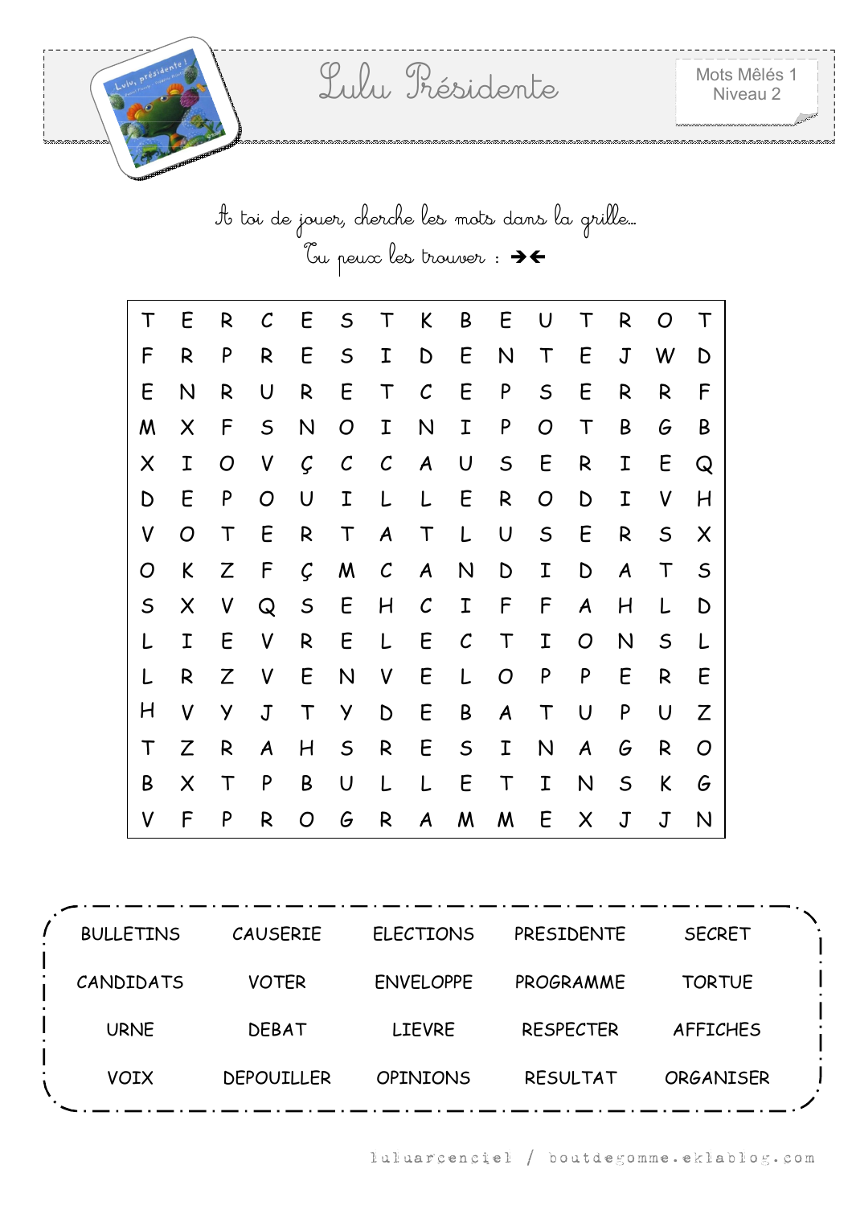# Lulu Présidente

Mots Mêlés 1
Niveau 2

À toi de jouer, cherche les mots dans la grille…
Tu peux les trouver : ➔ ➔

| | | | | | | | | | | | | | | |
|---|---|---|---|---|---|---|---|---|---|---|---|---|---|---|
| T | E | R | C | E | S | T | K | B | E | U | T | R | O | T |
| F | R | P | R | E | S | I | D | E | N | T | E | J | W | D |
| E | N | R | U | R | E | T | C | E | P | S | E | R | R | F |
| M | X | F | S | N | O | I | N | I | P | O | T | B | G | B |
| X | I | O | V | Ç | C | C | A | U | S | E | R | I | E | Q |
| D | E | P | O | U | I | L | L | E | R | O | D | I | V | H |
| V | O | T | E | R | T | A | T | L | U | S | E | R | S | X |
| O | K | Z | F | Ç | M | C | A | N | D | I | D | A | T | S |
| S | X | V | Q | S | E | H | C | I | F | F | A | H | L | D |
| L | I | E | V | R | E | L | E | C | T | I | O | N | S | L |
| L | R | Z | V | E | N | V | E | L | O | P | P | E | R | E |
| H | V | Y | J | T | Y | D | E | B | A | T | U | P | U | Z |
| T | Z | R | A | H | S | R | E | S | I | N | A | G | R | O |
| B | X | T | P | B | U | L | L | E | T | I | N | S | K | G |
| V | F | P | R | O | G | R | A | M | M | E | X | J | J | N |

| | | | | |
|---|---|---|---|---|
| BULLETINS | CAUSERIE | ELECTIONS | PRESIDENTE | SECRET |
| CANDIDATS | VOTER | ENVELOPPE | PROGRAMME | TORTUE |
| URNE | DEBAT | LIEVRE | RESPECTER | AFFICHES |
| VOIX | DEPOUILLER | OPINIONS | RESULTAT | ORGANISER |

luluarcenciel / boutdegomme.eklablog.com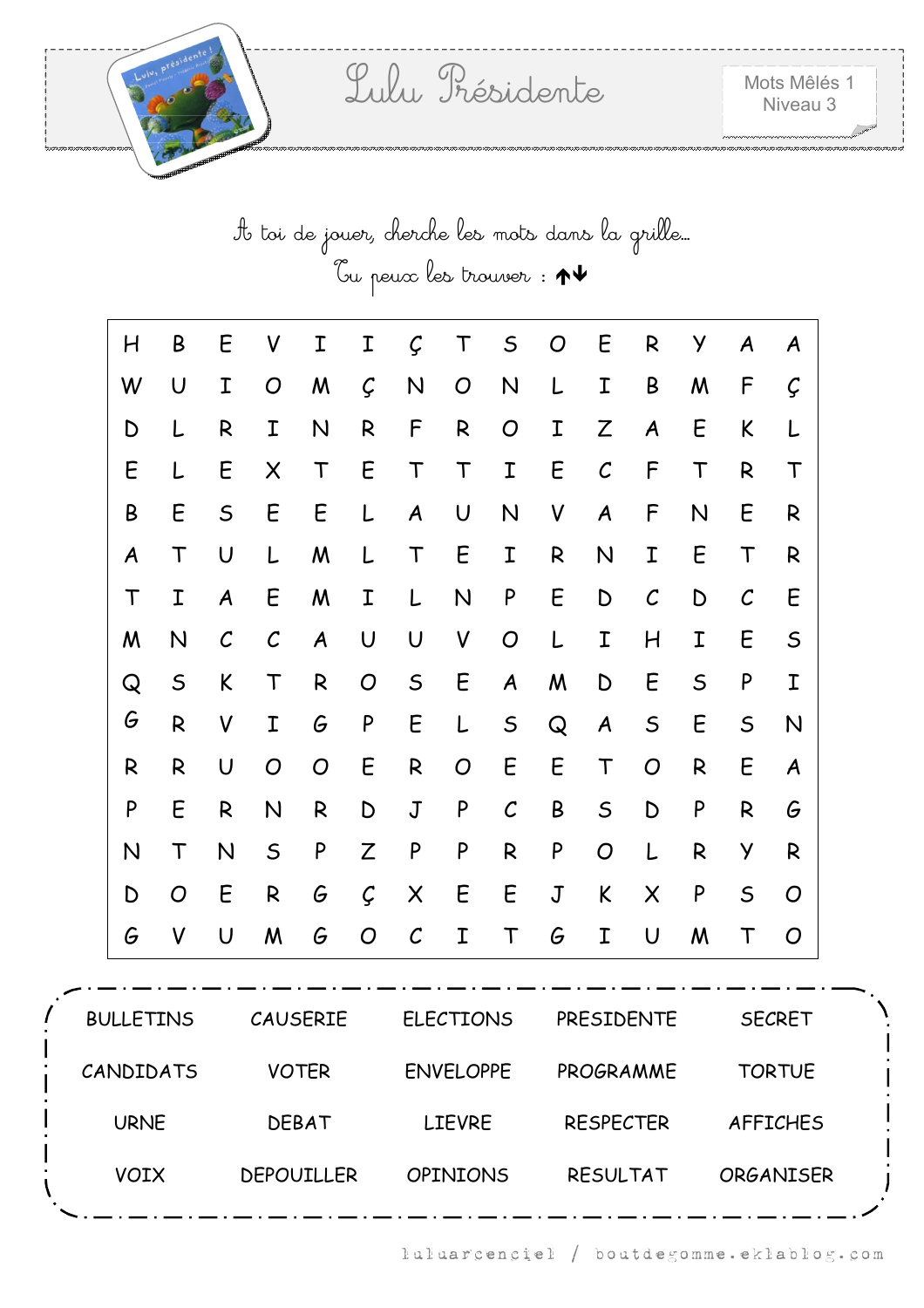# Lulu Présidente

Mots Mêlés 1
Niveau 3

A toi de jouer, cherche les mots dans la grille…
Tu peux les trouver : ↑↓

| | | | | | | | | | | | | | | |
|---|---|---|---|---|---|---|---|---|---|---|---|---|---|---|
| H | B | E | V | I | I | Ç | T | S | O | E | R | Y | A | A |
| W | U | I | O | M | Ç | N | O | N | L | I | B | M | F | Ç |
| D | L | R | I | N | R | F | R | O | I | Z | A | E | K | L |
| E | L | E | X | T | E | T | T | I | E | C | F | T | R | T |
| B | E | S | E | E | L | A | U | N | V | A | F | N | E | R |
| A | T | U | L | M | L | T | E | I | R | N | I | E | T | R |
| T | I | A | E | M | I | L | N | P | E | D | C | D | C | E |
| M | N | C | C | A | U | U | V | O | L | I | H | I | E | S |
| Q | S | K | T | R | O | S | E | A | M | D | E | S | P | I |
| G | R | V | I | G | P | E | L | S | Q | A | S | E | S | N |
| R | R | U | O | O | E | R | O | E | E | T | O | R | E | A |
| P | E | R | N | R | D | J | P | C | B | S | D | P | R | G |
| N | T | N | S | P | Z | P | P | R | P | O | L | R | Y | R |
| D | O | E | R | G | Ç | X | E | E | J | K | X | P | S | O |
| G | V | U | M | G | O | C | I | T | G | I | U | M | T | O |

| | | | | |
|---|---|---|---|---|
| BULLETINS | CAUSERIE | ELECTIONS | PRESIDENTE | SECRET |
| CANDIDATS | VOTER | ENVELOPPE | PROGRAMME | TORTUE |
| URNE | DEBAT | LIEVRE | RESPECTER | AFFICHES |
| VOIX | DEPOUILLER | OPINIONS | RESULTAT | ORGANISER |

luluarcenciel / boutdegomme.eklablog.com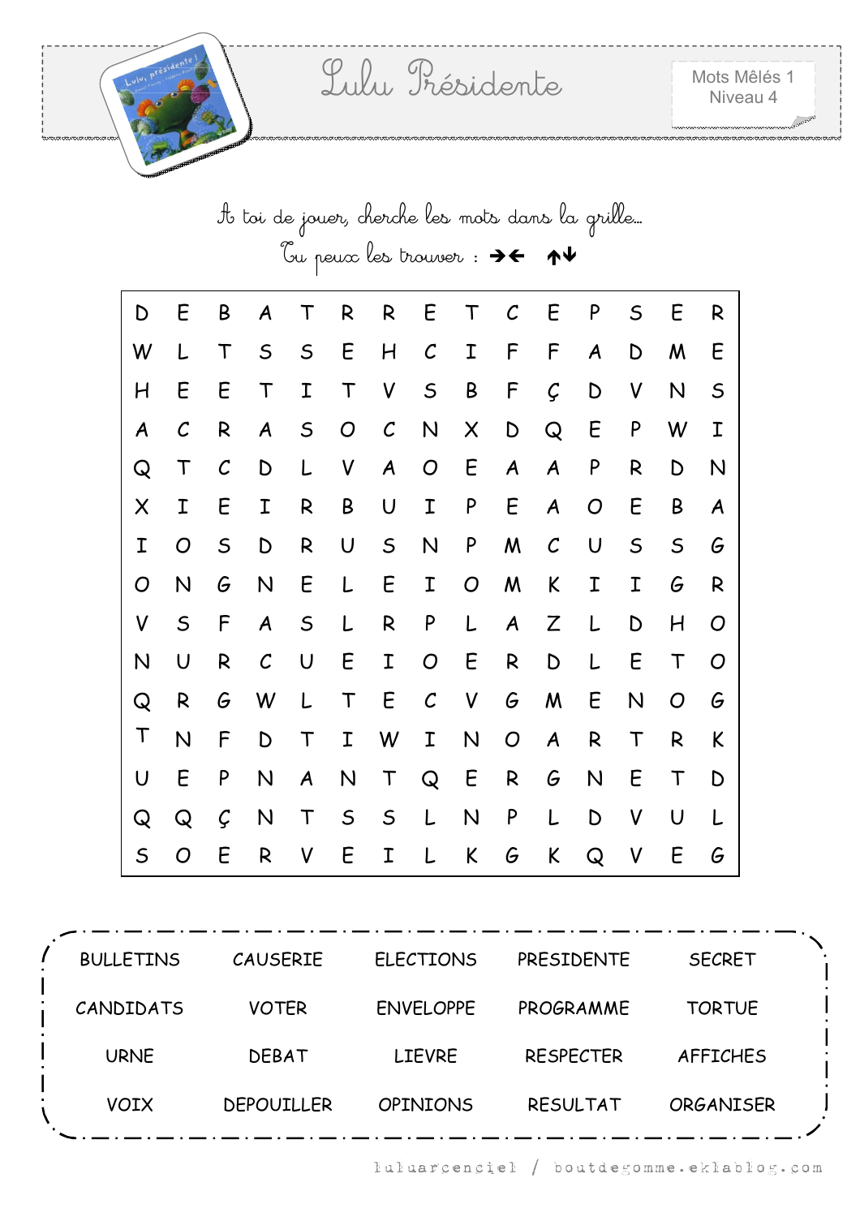# Lulu Présidente

Mots Mêlés 1
Niveau 4

À toi de jouer, cherche les mots dans la grille…

Tu peux les trouver : →← ↑↓

| | | | | | | | | | | | | | | |
|---|---|---|---|---|---|---|---|---|---|---|---|---|---|---|
| D | E | B | A | T | R | R | E | T | C | E | P | S | E | R |
| W | L | T | S | S | E | H | C | I | F | F | A | D | M | E |
| H | E | E | T | I | T | V | S | B | F | Ç | D | V | N | S |
| A | C | R | A | S | O | C | N | X | D | Q | E | P | W | I |
| Q | T | C | D | L | V | A | O | E | A | A | P | R | D | N |
| X | I | E | I | R | B | U | I | P | E | A | O | E | B | A |
| I | O | S | D | R | U | S | N | P | M | C | U | S | S | G |
| O | N | G | N | E | L | E | I | O | M | K | I | I | G | R |
| V | S | F | A | S | L | R | P | L | A | Z | L | D | H | O |
| N | U | R | C | U | E | I | O | E | R | D | L | E | T | O |
| Q | R | G | W | L | T | E | C | V | G | M | E | N | O | G |
| T | N | F | D | T | I | W | I | N | O | A | R | T | R | K |
| U | E | P | N | A | N | T | Q | E | R | G | N | E | T | D |
| Q | Q | Ç | N | T | S | S | L | N | P | L | D | V | U | L |
| S | O | E | R | V | E | I | L | K | G | K | Q | V | E | G |

| | | | | |
|---|---|---|---|---|
| BULLETINS | CAUSERIE | ELECTIONS | PRESIDENTE | SECRET |
| CANDIDATS | VOTER | ENVELOPPE | PROGRAMME | TORTUE |
| URNE | DEBAT | LIEVRE | RESPECTER | AFFICHES |
| VOIX | DEPOUILLER | OPINIONS | RESULTAT | ORGANISER |

luluarcenciel / boutdegomme.eklablog.com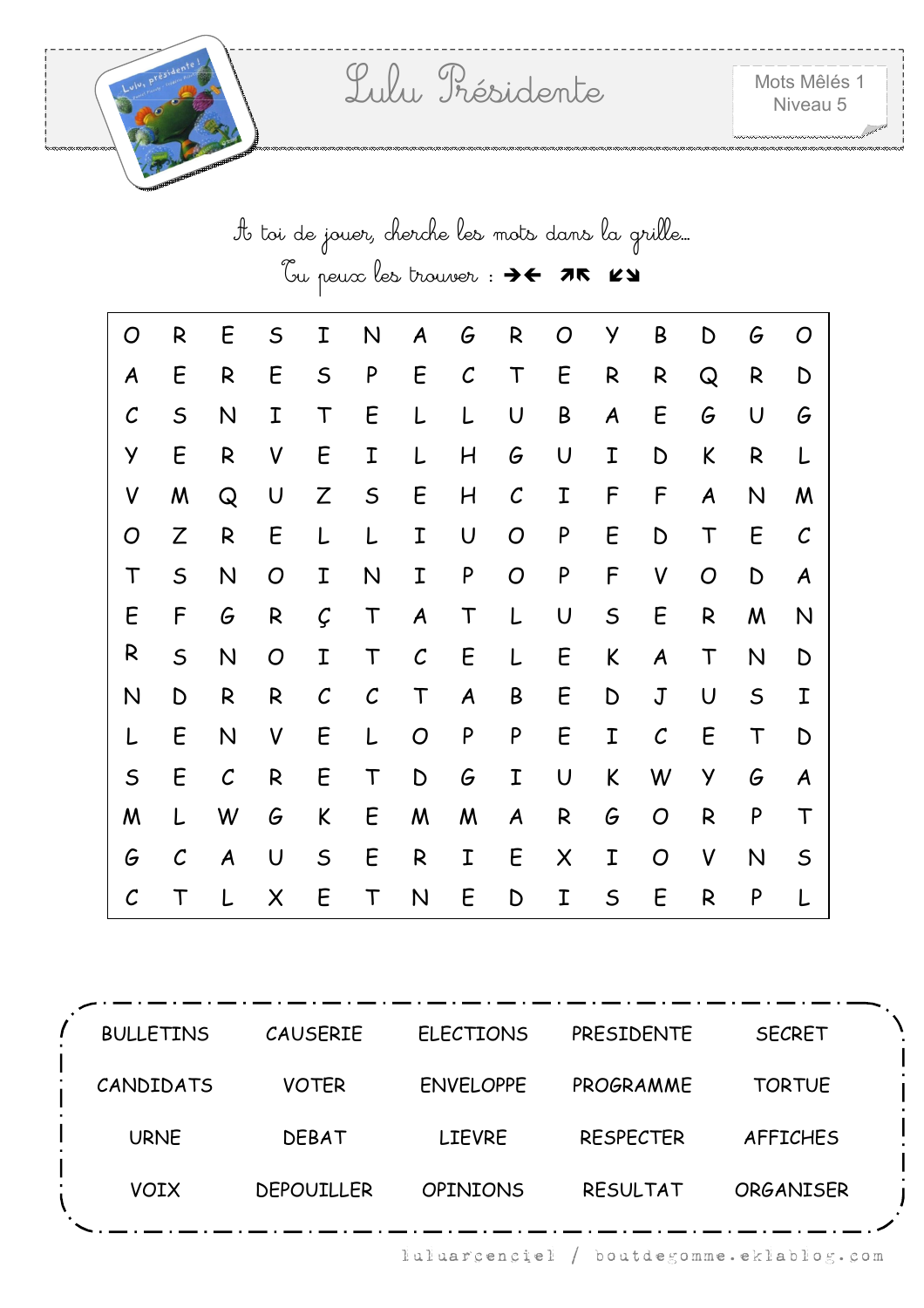# Lulu Présidente

Mots Mêlés 1
Niveau 5

À toi de jouer, cherche les mots dans la grille…
Tu peux les trouver : ➔🡐 ➚➚ ➘➘

| | | | | | | | | | | | | | | |
|---|---|---|---|---|---|---|---|---|---|---|---|---|---|---|
| O | R | E | S | I | N | A | G | R | O | Y | B | D | G | O |
| A | E | R | E | S | P | E | C | T | E | R | R | Q | R | D |
| C | S | N | I | T | E | L | L | U | B | A | E | G | U | G |
| Y | E | R | V | E | I | L | H | G | U | I | D | K | R | L |
| V | M | Q | U | Z | S | E | H | C | I | F | F | A | N | M |
| O | Z | R | E | L | L | I | U | O | P | E | D | T | E | C |
| T | S | N | O | I | N | I | P | O | P | F | V | O | D | A |
| E | F | G | R | Ç | T | A | T | L | U | S | E | R | M | N |
| R | S | N | O | I | T | C | E | L | E | K | A | T | N | D |
| N | D | R | R | C | C | T | A | B | E | D | J | U | S | I |
| L | E | N | V | E | L | O | P | P | E | I | C | E | T | D |
| S | E | C | R | E | T | D | G | I | U | K | W | Y | G | A |
| M | L | W | G | K | E | M | M | A | R | G | O | R | P | T |
| G | C | A | U | S | E | R | I | E | X | I | O | V | N | S |
| C | T | L | X | E | T | N | E | D | I | S | E | R | P | L |

| | | | | |
|---|---|---|---|---|
| BULLETINS | CAUSERIE | ELECTIONS | PRESIDENTE | SECRET |
| CANDIDATS | VOTER | ENVELOPPE | PROGRAMME | TORTUE |
| URNE | DEBAT | LIEVRE | RESPECTER | AFFICHES |
| VOIX | DEPOUILLER | OPINIONS | RESULTAT | ORGANISER |

luluarcenciel / boutdegomme.eklablog.com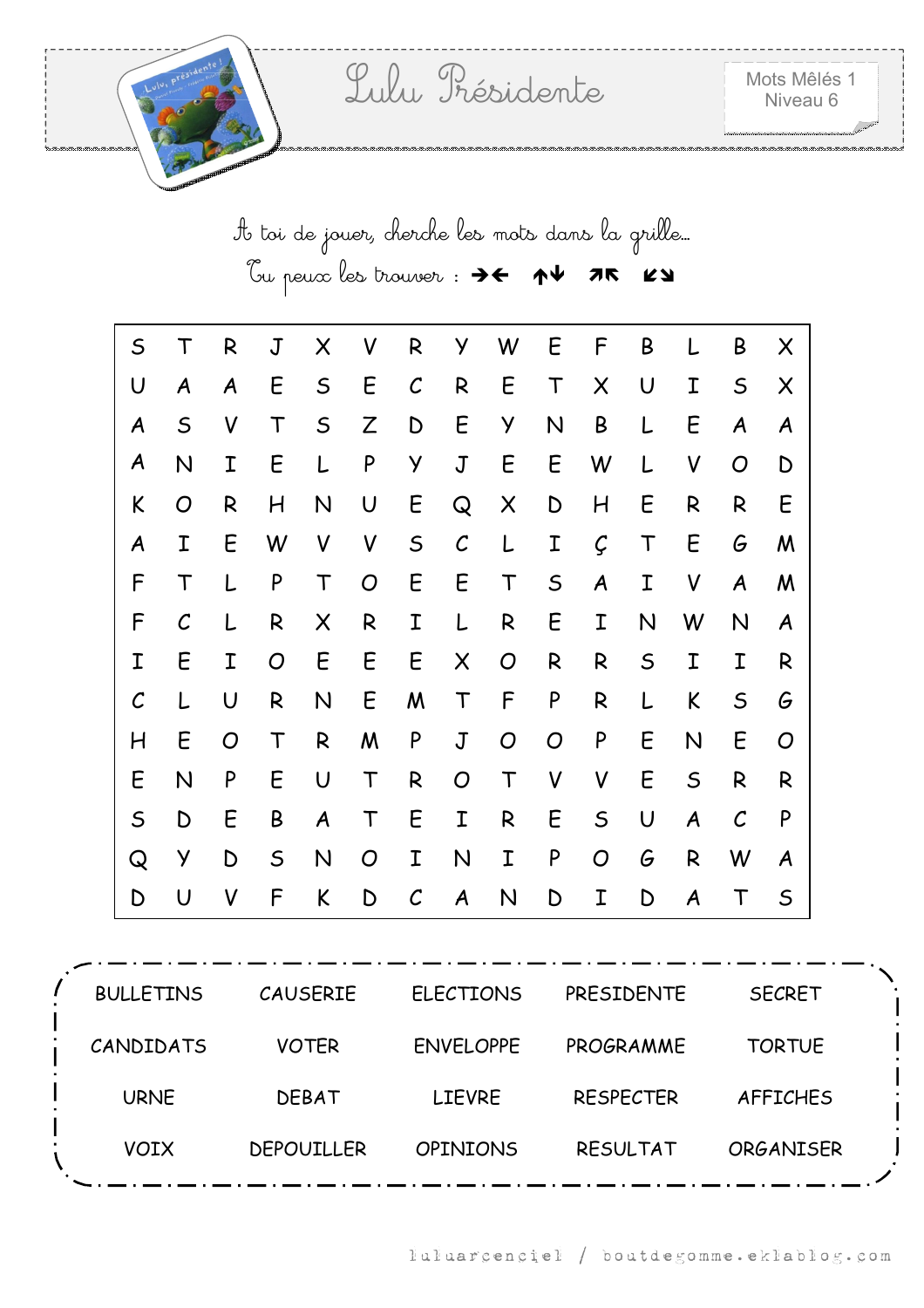# Lulu Présidente

Mots Mêlés 1
Niveau 6

À toi de jouer, cherche les mots dans la grille…

Tu peux les trouver : → ← ↑ ↓ ↗ ↖ ↙ ↘

| | | | | | | | | | | | | | | |
|---|---|---|---|---|---|---|---|---|---|---|---|---|---|---|
| S | T | R | J | X | V | R | Y | W | E | F | B | L | B | X |
| U | A | A | E | S | E | C | R | E | T | X | U | I | S | X |
| A | S | V | T | S | Z | D | E | Y | N | B | L | E | A | A |
| A | N | I | E | L | P | Y | J | E | E | W | L | V | O | D |
| K | O | R | H | N | U | E | Q | X | D | H | E | R | R | E |
| A | I | E | W | V | V | S | C | L | I | Ç | T | E | G | M |
| F | T | L | P | T | O | E | E | T | S | A | I | V | A | M |
| F | C | L | R | X | R | I | L | R | E | I | N | W | N | A |
| I | E | I | O | E | E | E | X | O | R | R | S | I | I | R |
| C | L | U | R | N | E | M | T | F | P | R | L | K | S | G |
| H | E | O | T | R | M | P | J | O | O | P | E | N | E | O |
| E | N | P | E | U | T | R | O | T | V | V | E | S | R | R |
| S | D | E | B | A | T | E | I | R | E | S | U | A | C | P |
| Q | Y | D | S | N | O | I | N | I | P | O | G | R | W | A |
| D | U | V | F | K | D | C | A | N | D | I | D | A | T | S |

| | | | | |
|---|---|---|---|---|
| BULLETINS | CAUSERIE | ELECTIONS | PRESIDENTE | SECRET |
| CANDIDATS | VOTER | ENVELOPPE | PROGRAMME | TORTUE |
| URNE | DEBAT | LIEVRE | RESPECTER | AFFICHES |
| VOIX | DEPOUILLER | OPINIONS | RESULTAT | ORGANISER |

luluarcenciel / boutdegomme.eklablog.com